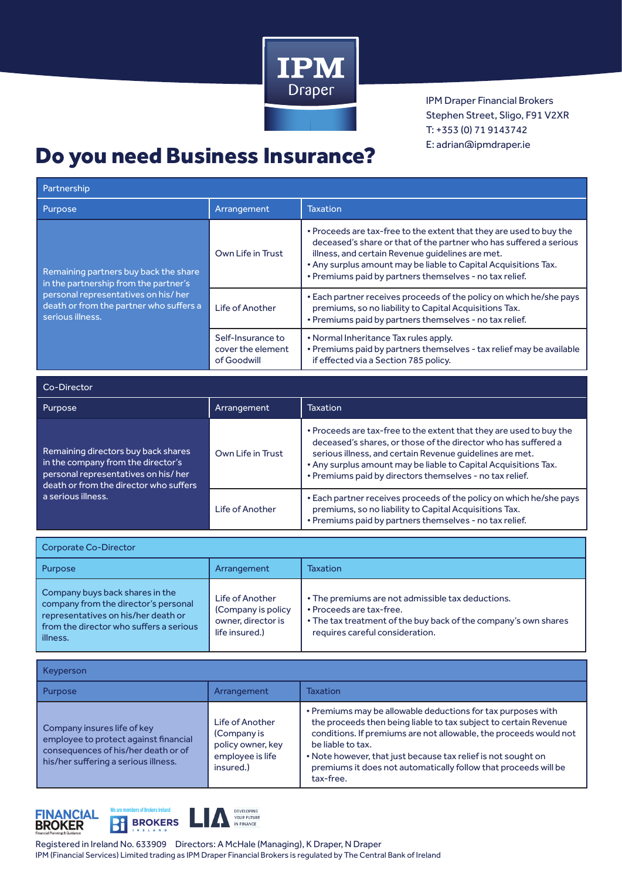IPM Draper

IPM Draper Financial Brokers
Stephen Street, Sligo, F91 V2XR
T: +353 (0) 71 9143742
E: adrian@ipmdraper.ie

# Do you need Business Insurance?

**Partnership**

| Purpose | Arrangement | Taxation |
|---|---|---|
| Remaining partners buy back the share in the partnership from the partner's personal representatives on his/ her death or from the partner who suffers a serious illness. | Own Life in Trust | • Proceeds are tax-free to the extent that they are used to buy the deceased's share or that of the partner who has suffered a serious illness, and certain Revenue guidelines are met.<br>• Any surplus amount may be liable to Capital Acquisitions Tax.<br>• Premiums paid by partners themselves - no tax relief. |
| | Life of Another | • Each partner receives proceeds of the policy on which he/she pays premiums, so no liability to Capital Acquisitions Tax.<br>• Premiums paid by partners themselves - no tax relief. |
| | Self-Insurance to cover the element of Goodwill | • Normal Inheritance Tax rules apply.<br>• Premiums paid by partners themselves - tax relief may be available if effected via a Section 785 policy. |

**Co-Director**

| Purpose | Arrangement | Taxation |
|---|---|---|
| Remaining directors buy back shares in the company from the director's personal representatives on his/ her death or from the director who suffers a serious illness. | Own Life in Trust | • Proceeds are tax-free to the extent that they are used to buy the deceased's shares, or those of the director who has suffered a serious illness, and certain Revenue guidelines are met.<br>• Any surplus amount may be liable to Capital Acquisitions Tax.<br>• Premiums paid by directors themselves - no tax relief. |
| | Life of Another | • Each partner receives proceeds of the policy on which he/she pays premiums, so no liability to Capital Acquisitions Tax.<br>• Premiums paid by partners themselves - no tax relief. |

**Corporate Co-Director**

| Purpose | Arrangement | Taxation |
|---|---|---|
| Company buys back shares in the company from the director's personal representatives on his/her death or from the director who suffers a serious illness. | Life of Another (Company is policy owner, director is life insured.) | • The premiums are not admissible tax deductions.<br>• Proceeds are tax-free.<br>• The tax treatment of the buy back of the company's own shares requires careful consideration. |

**Keyperson**

| Purpose | Arrangement | Taxation |
|---|---|---|
| Company insures life of key employee to protect against financial consequences of his/her death or of his/her suffering a serious illness. | Life of Another (Company is policy owner, key employee is life insured.) | • Premiums may be allowable deductions for tax purposes with the proceeds then being liable to tax subject to certain Revenue conditions. If premiums are not allowable, the proceeds would not be liable to tax.<br>• Note however, that just because tax relief is not sought on premiums it does not automatically follow that proceeds will be tax-free. |

FINANCIAL BROKER · We are members of Brokers Ireland · LIA Developing Your Future in Finance

Registered in Ireland No. 633909 Directors: A McHale (Managing), K Draper, N Draper
IPM (Financial Services) Limited trading as IPM Draper Financial Brokers is regulated by The Central Bank of Ireland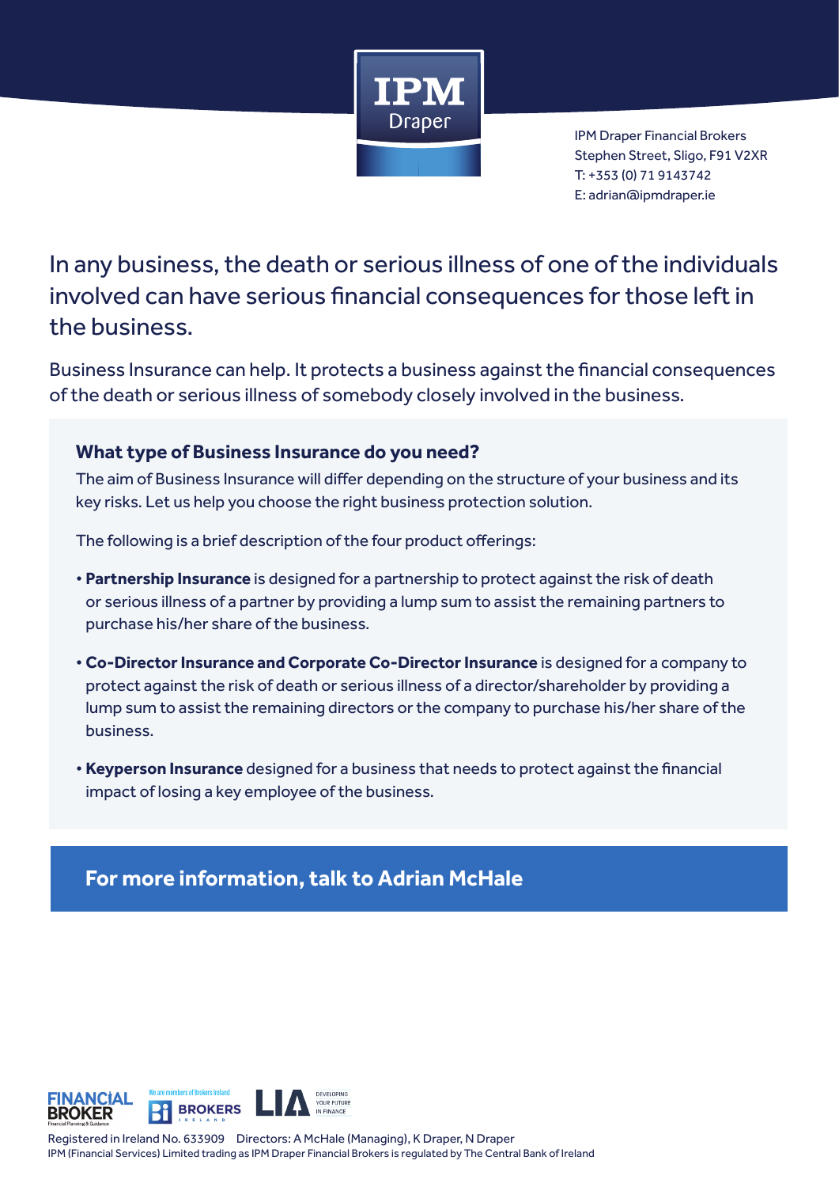IPM Draper Financial Brokers
Stephen Street, Sligo, F91 V2XR
T: +353 (0) 71 9143742
E: adrian@ipmdraper.ie

In any business, the death or serious illness of one of the individuals involved can have serious financial consequences for those left in the business.

Business Insurance can help. It protects a business against the financial consequences of the death or serious illness of somebody closely involved in the business.

### What type of Business Insurance do you need?

The aim of Business Insurance will differ depending on the structure of your business and its key risks. Let us help you choose the right business protection solution.

The following is a brief description of the four product offerings:

- **Partnership Insurance** is designed for a partnership to protect against the risk of death or serious illness of a partner by providing a lump sum to assist the remaining partners to purchase his/her share of the business.
- **Co-Director Insurance and Corporate Co-Director Insurance** is designed for a company to protect against the risk of death or serious illness of a director/shareholder by providing a lump sum to assist the remaining directors or the company to purchase his/her share of the business.
- **Keyperson Insurance** designed for a business that needs to protect against the financial impact of losing a key employee of the business.

**For more information, talk to Adrian McHale**

Registered in Ireland No. 633909 Directors: A McHale (Managing), K Draper, N Draper
IPM (Financial Services) Limited trading as IPM Draper Financial Brokers is regulated by The Central Bank of Ireland